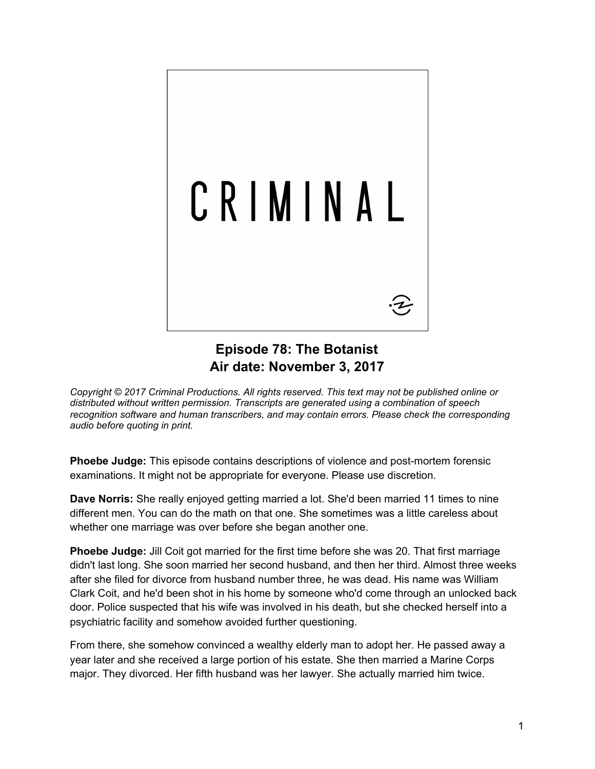CRIMINAL

## Episode 78: The Botanist
## Air date: November 3, 2017

*Copyright © 2017 Criminal Productions. All rights reserved. This text may not be published online or distributed without written permission. Transcripts are generated using a combination of speech recognition software and human transcribers, and may contain errors. Please check the corresponding audio before quoting in print.*

**Phoebe Judge:** This episode contains descriptions of violence and post-mortem forensic examinations. It might not be appropriate for everyone. Please use discretion.

**Dave Norris:** She really enjoyed getting married a lot. She'd been married 11 times to nine different men. You can do the math on that one. She sometimes was a little careless about whether one marriage was over before she began another one.

**Phoebe Judge:** Jill Coit got married for the first time before she was 20. That first marriage didn't last long. She soon married her second husband, and then her third. Almost three weeks after she filed for divorce from husband number three, he was dead. His name was William Clark Coit, and he'd been shot in his home by someone who'd come through an unlocked back door. Police suspected that his wife was involved in his death, but she checked herself into a psychiatric facility and somehow avoided further questioning.

From there, she somehow convinced a wealthy elderly man to adopt her. He passed away a year later and she received a large portion of his estate. She then married a Marine Corps major. They divorced. Her fifth husband was her lawyer. She actually married him twice.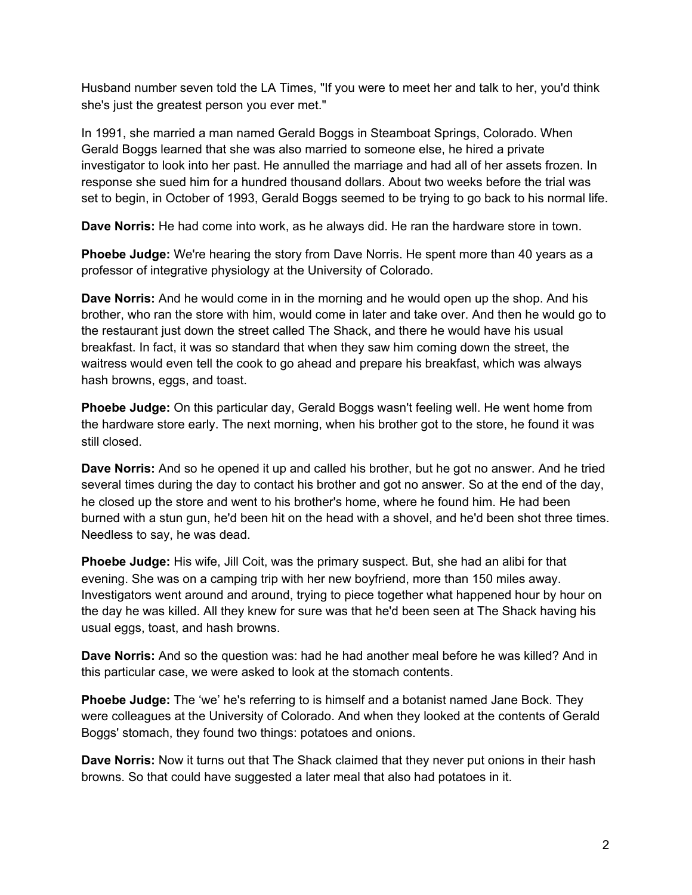Husband number seven told the LA Times, "If you were to meet her and talk to her, you'd think she's just the greatest person you ever met."

In 1991, she married a man named Gerald Boggs in Steamboat Springs, Colorado. When Gerald Boggs learned that she was also married to someone else, he hired a private investigator to look into her past. He annulled the marriage and had all of her assets frozen. In response she sued him for a hundred thousand dollars. About two weeks before the trial was set to begin, in October of 1993, Gerald Boggs seemed to be trying to go back to his normal life.

**Dave Norris:** He had come into work, as he always did. He ran the hardware store in town.

**Phoebe Judge:** We're hearing the story from Dave Norris. He spent more than 40 years as a professor of integrative physiology at the University of Colorado.

**Dave Norris:** And he would come in in the morning and he would open up the shop. And his brother, who ran the store with him, would come in later and take over. And then he would go to the restaurant just down the street called The Shack, and there he would have his usual breakfast. In fact, it was so standard that when they saw him coming down the street, the waitress would even tell the cook to go ahead and prepare his breakfast, which was always hash browns, eggs, and toast.

**Phoebe Judge:** On this particular day, Gerald Boggs wasn't feeling well. He went home from the hardware store early. The next morning, when his brother got to the store, he found it was still closed.

**Dave Norris:** And so he opened it up and called his brother, but he got no answer. And he tried several times during the day to contact his brother and got no answer. So at the end of the day, he closed up the store and went to his brother's home, where he found him. He had been burned with a stun gun, he'd been hit on the head with a shovel, and he'd been shot three times. Needless to say, he was dead.

**Phoebe Judge:** His wife, Jill Coit, was the primary suspect. But, she had an alibi for that evening. She was on a camping trip with her new boyfriend, more than 150 miles away. Investigators went around and around, trying to piece together what happened hour by hour on the day he was killed. All they knew for sure was that he'd been seen at The Shack having his usual eggs, toast, and hash browns.

**Dave Norris:** And so the question was: had he had another meal before he was killed? And in this particular case, we were asked to look at the stomach contents.

**Phoebe Judge:** The 'we' he's referring to is himself and a botanist named Jane Bock. They were colleagues at the University of Colorado. And when they looked at the contents of Gerald Boggs' stomach, they found two things: potatoes and onions.

**Dave Norris:** Now it turns out that The Shack claimed that they never put onions in their hash browns. So that could have suggested a later meal that also had potatoes in it.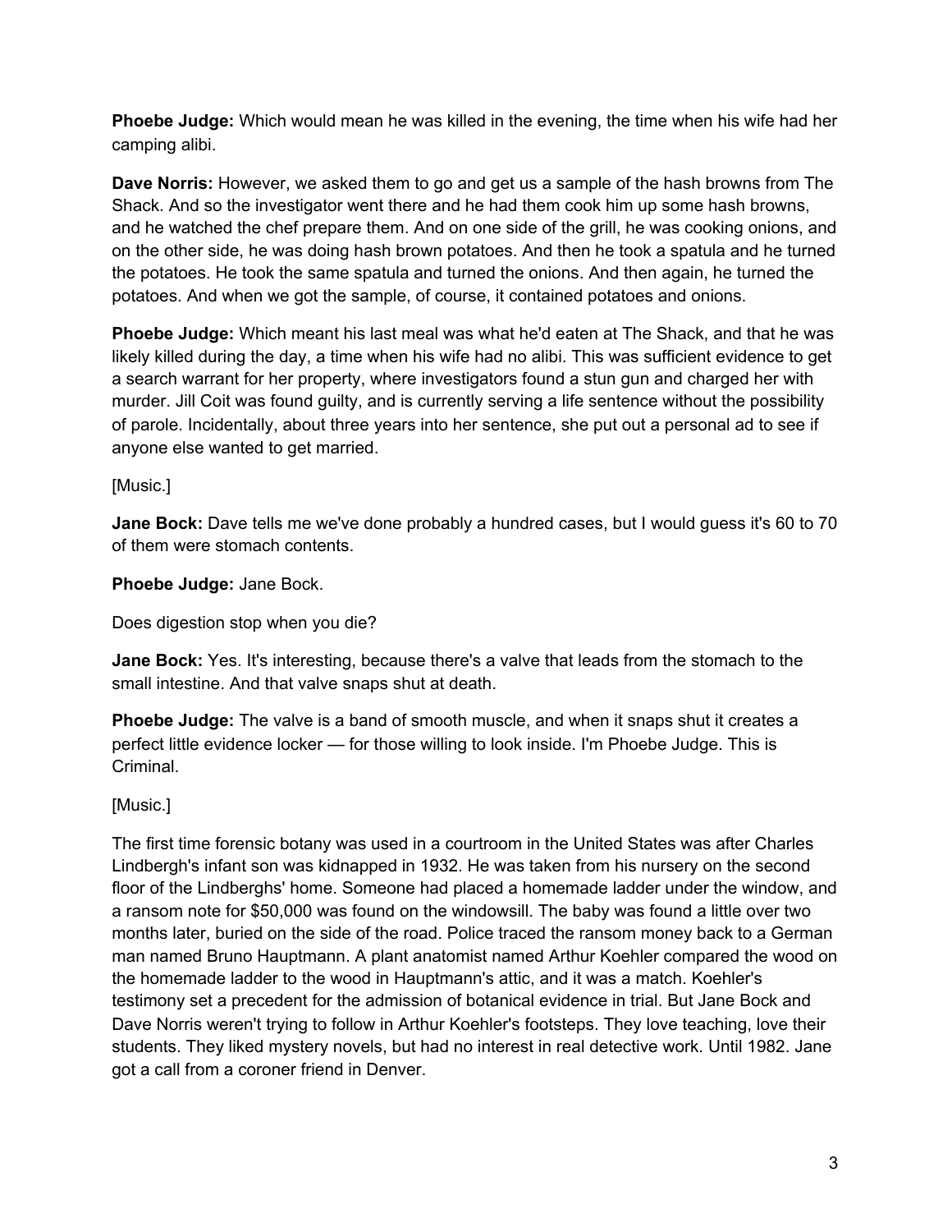**Phoebe Judge:** Which would mean he was killed in the evening, the time when his wife had her camping alibi.

**Dave Norris:** However, we asked them to go and get us a sample of the hash browns from The Shack. And so the investigator went there and he had them cook him up some hash browns, and he watched the chef prepare them. And on one side of the grill, he was cooking onions, and on the other side, he was doing hash brown potatoes. And then he took a spatula and he turned the potatoes. He took the same spatula and turned the onions. And then again, he turned the potatoes. And when we got the sample, of course, it contained potatoes and onions.

**Phoebe Judge:** Which meant his last meal was what he'd eaten at The Shack, and that he was likely killed during the day, a time when his wife had no alibi. This was sufficient evidence to get a search warrant for her property, where investigators found a stun gun and charged her with murder. Jill Coit was found guilty, and is currently serving a life sentence without the possibility of parole. Incidentally, about three years into her sentence, she put out a personal ad to see if anyone else wanted to get married.

[Music.]

**Jane Bock:** Dave tells me we've done probably a hundred cases, but I would guess it's 60 to 70 of them were stomach contents.

**Phoebe Judge:** Jane Bock.

Does digestion stop when you die?

**Jane Bock:** Yes. It's interesting, because there's a valve that leads from the stomach to the small intestine. And that valve snaps shut at death.

**Phoebe Judge:** The valve is a band of smooth muscle, and when it snaps shut it creates a perfect little evidence locker — for those willing to look inside. I'm Phoebe Judge. This is Criminal.

[Music.]

The first time forensic botany was used in a courtroom in the United States was after Charles Lindbergh's infant son was kidnapped in 1932. He was taken from his nursery on the second floor of the Lindberghs' home. Someone had placed a homemade ladder under the window, and a ransom note for $50,000 was found on the windowsill. The baby was found a little over two months later, buried on the side of the road. Police traced the ransom money back to a German man named Bruno Hauptmann. A plant anatomist named Arthur Koehler compared the wood on the homemade ladder to the wood in Hauptmann's attic, and it was a match. Koehler's testimony set a precedent for the admission of botanical evidence in trial. But Jane Bock and Dave Norris weren't trying to follow in Arthur Koehler's footsteps. They love teaching, love their students. They liked mystery novels, but had no interest in real detective work. Until 1982. Jane got a call from a coroner friend in Denver.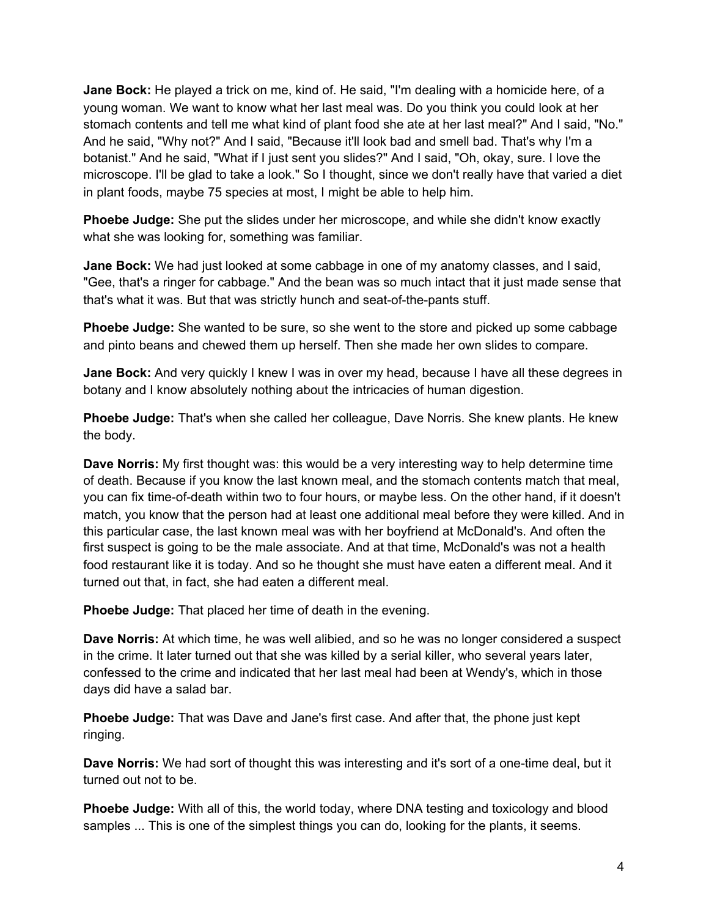**Jane Bock:** He played a trick on me, kind of. He said, "I'm dealing with a homicide here, of a young woman. We want to know what her last meal was. Do you think you could look at her stomach contents and tell me what kind of plant food she ate at her last meal?" And I said, "No." And he said, "Why not?" And I said, "Because it'll look bad and smell bad. That's why I'm a botanist." And he said, "What if I just sent you slides?" And I said, "Oh, okay, sure. I love the microscope. I'll be glad to take a look." So I thought, since we don't really have that varied a diet in plant foods, maybe 75 species at most, I might be able to help him.

**Phoebe Judge:** She put the slides under her microscope, and while she didn't know exactly what she was looking for, something was familiar.

**Jane Bock:** We had just looked at some cabbage in one of my anatomy classes, and I said, "Gee, that's a ringer for cabbage." And the bean was so much intact that it just made sense that that's what it was. But that was strictly hunch and seat-of-the-pants stuff.

**Phoebe Judge:** She wanted to be sure, so she went to the store and picked up some cabbage and pinto beans and chewed them up herself. Then she made her own slides to compare.

**Jane Bock:** And very quickly I knew I was in over my head, because I have all these degrees in botany and I know absolutely nothing about the intricacies of human digestion.

**Phoebe Judge:** That's when she called her colleague, Dave Norris. She knew plants. He knew the body.

**Dave Norris:** My first thought was: this would be a very interesting way to help determine time of death. Because if you know the last known meal, and the stomach contents match that meal, you can fix time-of-death within two to four hours, or maybe less. On the other hand, if it doesn't match, you know that the person had at least one additional meal before they were killed. And in this particular case, the last known meal was with her boyfriend at McDonald's. And often the first suspect is going to be the male associate. And at that time, McDonald's was not a health food restaurant like it is today. And so he thought she must have eaten a different meal. And it turned out that, in fact, she had eaten a different meal.

**Phoebe Judge:** That placed her time of death in the evening.

**Dave Norris:** At which time, he was well alibied, and so he was no longer considered a suspect in the crime. It later turned out that she was killed by a serial killer, who several years later, confessed to the crime and indicated that her last meal had been at Wendy's, which in those days did have a salad bar.

**Phoebe Judge:** That was Dave and Jane's first case. And after that, the phone just kept ringing.

**Dave Norris:** We had sort of thought this was interesting and it's sort of a one-time deal, but it turned out not to be.

**Phoebe Judge:** With all of this, the world today, where DNA testing and toxicology and blood samples ... This is one of the simplest things you can do, looking for the plants, it seems.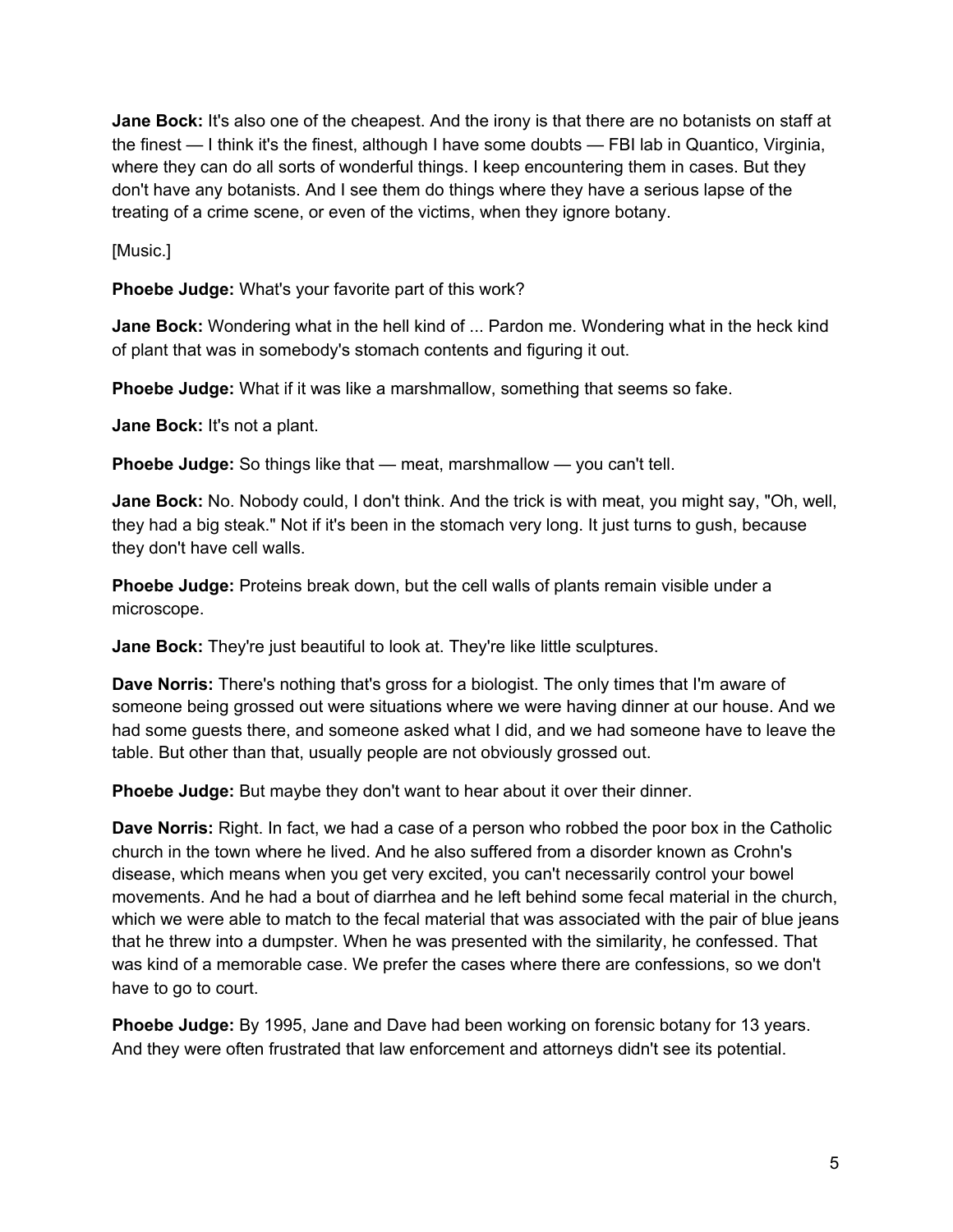**Jane Bock:** It's also one of the cheapest. And the irony is that there are no botanists on staff at the finest — I think it's the finest, although I have some doubts — FBI lab in Quantico, Virginia, where they can do all sorts of wonderful things. I keep encountering them in cases. But they don't have any botanists. And I see them do things where they have a serious lapse of the treating of a crime scene, or even of the victims, when they ignore botany.

[Music.]

**Phoebe Judge:** What's your favorite part of this work?

**Jane Bock:** Wondering what in the hell kind of ... Pardon me. Wondering what in the heck kind of plant that was in somebody's stomach contents and figuring it out.

**Phoebe Judge:** What if it was like a marshmallow, something that seems so fake.

**Jane Bock:** It's not a plant.

**Phoebe Judge:** So things like that — meat, marshmallow — you can't tell.

**Jane Bock:** No. Nobody could, I don't think. And the trick is with meat, you might say, "Oh, well, they had a big steak." Not if it's been in the stomach very long. It just turns to gush, because they don't have cell walls.

**Phoebe Judge:** Proteins break down, but the cell walls of plants remain visible under a microscope.

**Jane Bock:** They're just beautiful to look at. They're like little sculptures.

**Dave Norris:** There's nothing that's gross for a biologist. The only times that I'm aware of someone being grossed out were situations where we were having dinner at our house. And we had some guests there, and someone asked what I did, and we had someone have to leave the table. But other than that, usually people are not obviously grossed out.

**Phoebe Judge:** But maybe they don't want to hear about it over their dinner.

**Dave Norris:** Right. In fact, we had a case of a person who robbed the poor box in the Catholic church in the town where he lived. And he also suffered from a disorder known as Crohn's disease, which means when you get very excited, you can't necessarily control your bowel movements. And he had a bout of diarrhea and he left behind some fecal material in the church, which we were able to match to the fecal material that was associated with the pair of blue jeans that he threw into a dumpster. When he was presented with the similarity, he confessed. That was kind of a memorable case. We prefer the cases where there are confessions, so we don't have to go to court.

**Phoebe Judge:** By 1995, Jane and Dave had been working on forensic botany for 13 years. And they were often frustrated that law enforcement and attorneys didn't see its potential.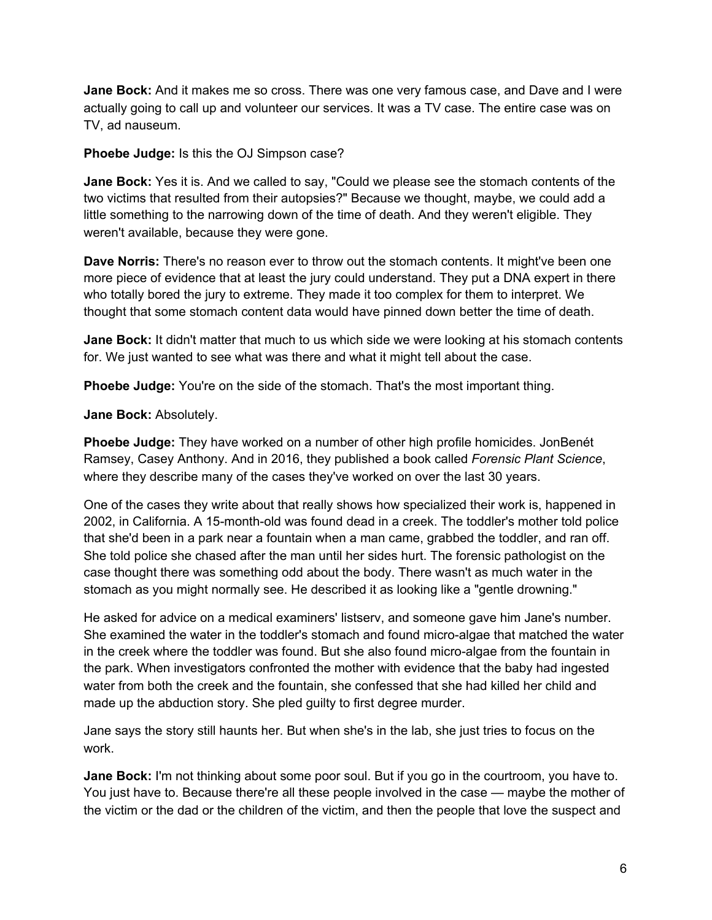**Jane Bock:** And it makes me so cross. There was one very famous case, and Dave and I were actually going to call up and volunteer our services. It was a TV case. The entire case was on TV, ad nauseum.

**Phoebe Judge:** Is this the OJ Simpson case?

**Jane Bock:** Yes it is. And we called to say, "Could we please see the stomach contents of the two victims that resulted from their autopsies?" Because we thought, maybe, we could add a little something to the narrowing down of the time of death. And they weren't eligible. They weren't available, because they were gone.

**Dave Norris:** There's no reason ever to throw out the stomach contents. It might've been one more piece of evidence that at least the jury could understand. They put a DNA expert in there who totally bored the jury to extreme. They made it too complex for them to interpret. We thought that some stomach content data would have pinned down better the time of death.

**Jane Bock:** It didn't matter that much to us which side we were looking at his stomach contents for. We just wanted to see what was there and what it might tell about the case.

**Phoebe Judge:** You're on the side of the stomach. That's the most important thing.

**Jane Bock:** Absolutely.

**Phoebe Judge:** They have worked on a number of other high profile homicides. JonBenét Ramsey, Casey Anthony. And in 2016, they published a book called *Forensic Plant Science*, where they describe many of the cases they've worked on over the last 30 years.

One of the cases they write about that really shows how specialized their work is, happened in 2002, in California. A 15-month-old was found dead in a creek. The toddler's mother told police that she'd been in a park near a fountain when a man came, grabbed the toddler, and ran off. She told police she chased after the man until her sides hurt. The forensic pathologist on the case thought there was something odd about the body. There wasn't as much water in the stomach as you might normally see. He described it as looking like a "gentle drowning."

He asked for advice on a medical examiners' listserv, and someone gave him Jane's number. She examined the water in the toddler's stomach and found micro-algae that matched the water in the creek where the toddler was found. But she also found micro-algae from the fountain in the park. When investigators confronted the mother with evidence that the baby had ingested water from both the creek and the fountain, she confessed that she had killed her child and made up the abduction story. She pled guilty to first degree murder.

Jane says the story still haunts her. But when she's in the lab, she just tries to focus on the work.

**Jane Bock:** I'm not thinking about some poor soul. But if you go in the courtroom, you have to. You just have to. Because there're all these people involved in the case — maybe the mother of the victim or the dad or the children of the victim, and then the people that love the suspect and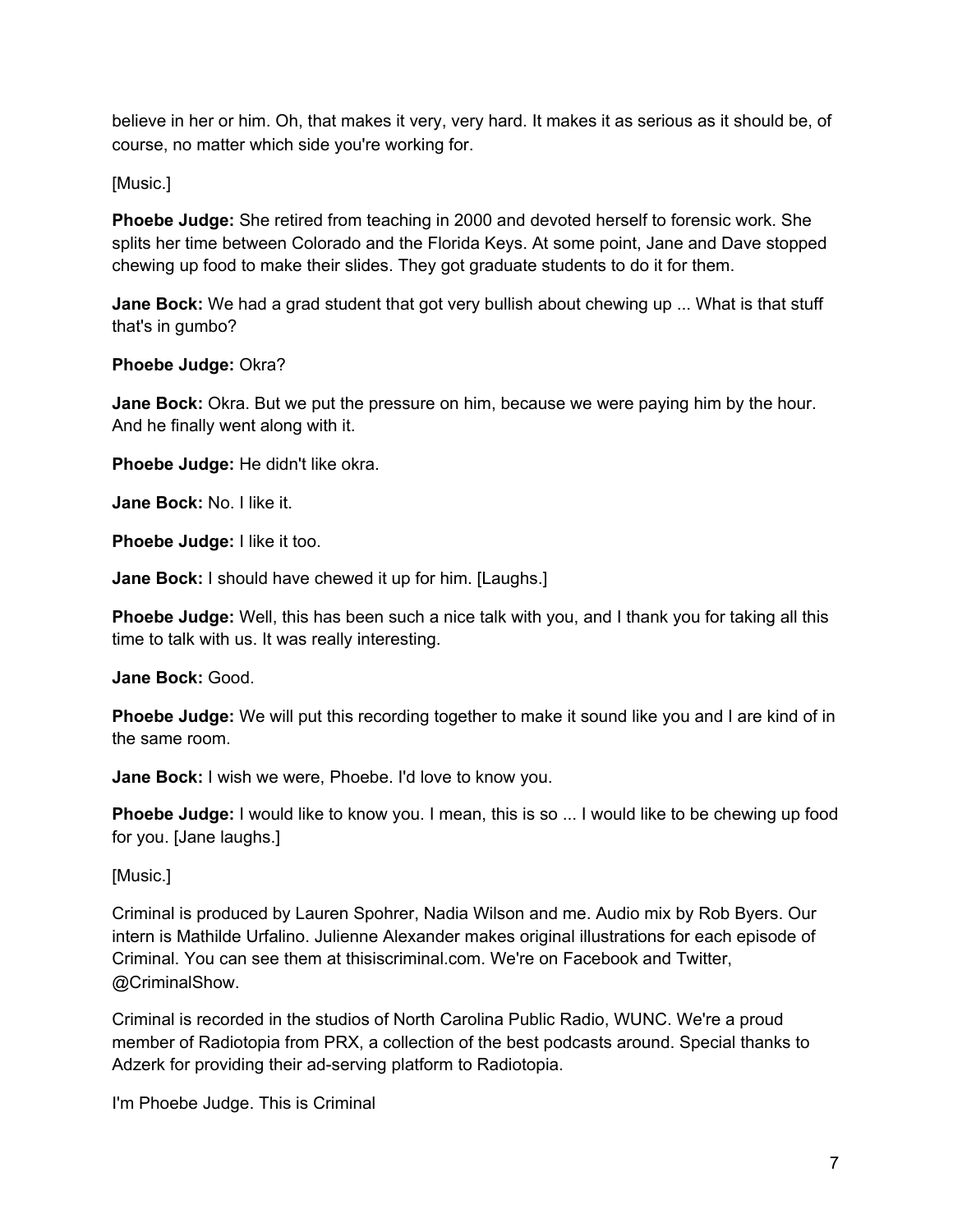believe in her or him. Oh, that makes it very, very hard. It makes it as serious as it should be, of course, no matter which side you're working for.

[Music.]

**Phoebe Judge:** She retired from teaching in 2000 and devoted herself to forensic work. She splits her time between Colorado and the Florida Keys. At some point, Jane and Dave stopped chewing up food to make their slides. They got graduate students to do it for them.

**Jane Bock:** We had a grad student that got very bullish about chewing up ... What is that stuff that's in gumbo?

**Phoebe Judge:** Okra?

**Jane Bock:** Okra. But we put the pressure on him, because we were paying him by the hour. And he finally went along with it.

**Phoebe Judge:** He didn't like okra.

**Jane Bock:** No. I like it.

**Phoebe Judge:** I like it too.

**Jane Bock:** I should have chewed it up for him. [Laughs.]

**Phoebe Judge:** Well, this has been such a nice talk with you, and I thank you for taking all this time to talk with us. It was really interesting.

**Jane Bock:** Good.

**Phoebe Judge:** We will put this recording together to make it sound like you and I are kind of in the same room.

**Jane Bock:** I wish we were, Phoebe. I'd love to know you.

**Phoebe Judge:** I would like to know you. I mean, this is so ... I would like to be chewing up food for you. [Jane laughs.]

[Music.]

Criminal is produced by Lauren Spohrer, Nadia Wilson and me. Audio mix by Rob Byers. Our intern is Mathilde Urfalino. Julienne Alexander makes original illustrations for each episode of Criminal. You can see them at thisiscriminal.com. We're on Facebook and Twitter, @CriminalShow.

Criminal is recorded in the studios of North Carolina Public Radio, WUNC. We're a proud member of Radiotopia from PRX, a collection of the best podcasts around. Special thanks to Adzerk for providing their ad-serving platform to Radiotopia.

I'm Phoebe Judge. This is Criminal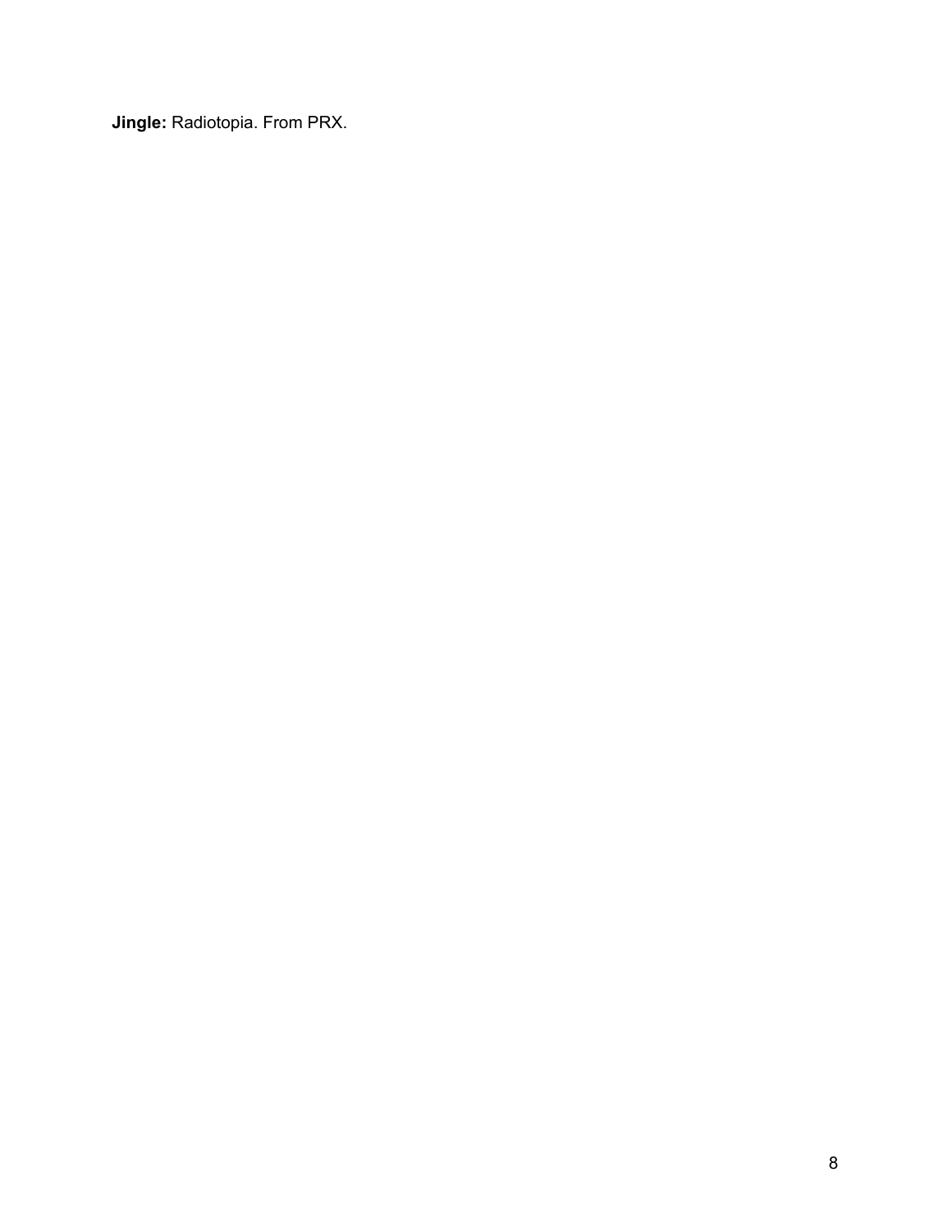**Jingle:** Radiotopia. From PRX.